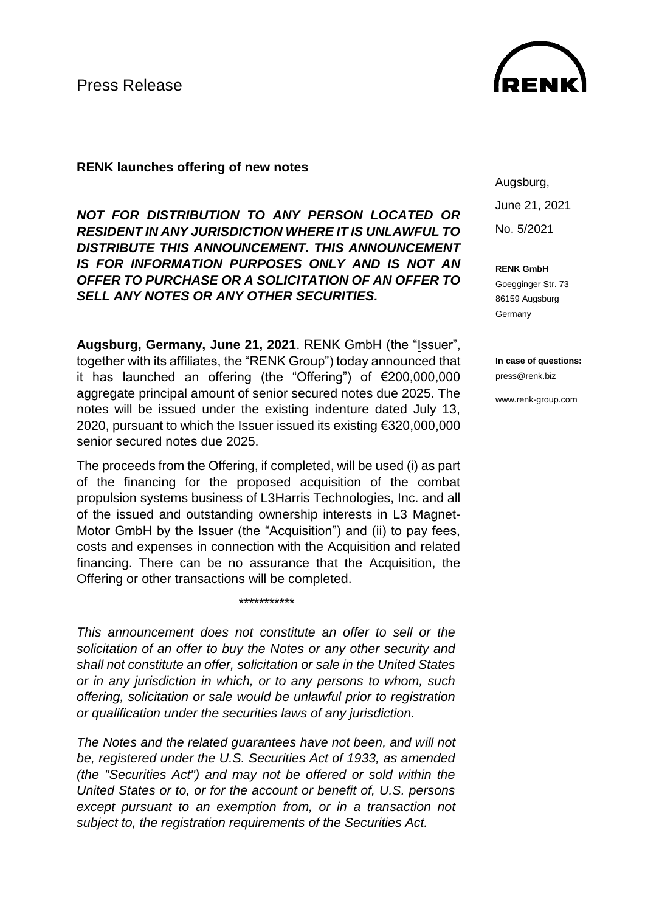Press Release

**RENK launches offering of new notes**

Augsburg,

June 21, 2021

No. 5/2021

**RENK GmbH**
Goegginger Str. 73
86159 Augsburg
Germany

**In case of questions:**
press@renk.biz

www.renk-group.com

***NOT FOR DISTRIBUTION TO ANY PERSON LOCATED OR RESIDENT IN ANY JURISDICTION WHERE IT IS UNLAWFUL TO DISTRIBUTE THIS ANNOUNCEMENT. THIS ANNOUNCEMENT IS FOR INFORMATION PURPOSES ONLY AND IS NOT AN OFFER TO PURCHASE OR A SOLICITATION OF AN OFFER TO SELL ANY NOTES OR ANY OTHER SECURITIES.***

**Augsburg, Germany, June 21, 2021**. RENK GmbH (the "Issuer", together with its affiliates, the "RENK Group") today announced that it has launched an offering (the "Offering") of €200,000,000 aggregate principal amount of senior secured notes due 2025. The notes will be issued under the existing indenture dated July 13, 2020, pursuant to which the Issuer issued its existing €320,000,000 senior secured notes due 2025.

The proceeds from the Offering, if completed, will be used (i) as part of the financing for the proposed acquisition of the combat propulsion systems business of L3Harris Technologies, Inc. and all of the issued and outstanding ownership interests in L3 Magnet-Motor GmbH by the Issuer (the "Acquisition") and (ii) to pay fees, costs and expenses in connection with the Acquisition and related financing. There can be no assurance that the Acquisition, the Offering or other transactions will be completed.

\*\*\*\*\*\*\*\*\*\*\*

*This announcement does not constitute an offer to sell or the solicitation of an offer to buy the Notes or any other security and shall not constitute an offer, solicitation or sale in the United States or in any jurisdiction in which, or to any persons to whom, such offering, solicitation or sale would be unlawful prior to registration or qualification under the securities laws of any jurisdiction.*

*The Notes and the related guarantees have not been, and will not be, registered under the U.S. Securities Act of 1933, as amended (the "Securities Act") and may not be offered or sold within the United States or to, or for the account or benefit of, U.S. persons except pursuant to an exemption from, or in a transaction not subject to, the registration requirements of the Securities Act.*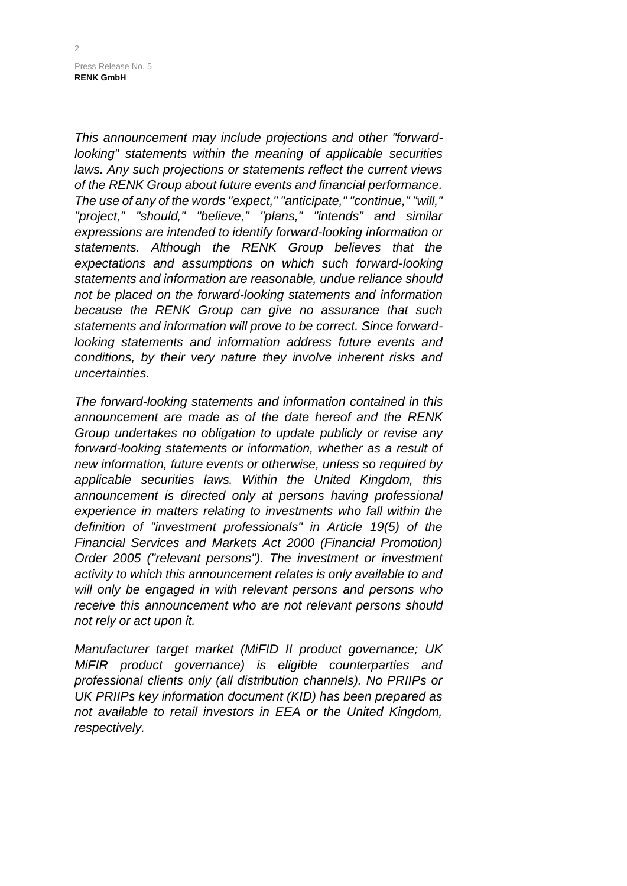*This announcement may include projections and other "forward-looking" statements within the meaning of applicable securities laws. Any such projections or statements reflect the current views of the RENK Group about future events and financial performance. The use of any of the words "expect," "anticipate," "continue," "will," "project," "should," "believe," "plans," "intends" and similar expressions are intended to identify forward-looking information or statements. Although the RENK Group believes that the expectations and assumptions on which such forward-looking statements and information are reasonable, undue reliance should not be placed on the forward-looking statements and information because the RENK Group can give no assurance that such statements and information will prove to be correct. Since forward-looking statements and information address future events and conditions, by their very nature they involve inherent risks and uncertainties.*

*The forward-looking statements and information contained in this announcement are made as of the date hereof and the RENK Group undertakes no obligation to update publicly or revise any forward-looking statements or information, whether as a result of new information, future events or otherwise, unless so required by applicable securities laws. Within the United Kingdom, this announcement is directed only at persons having professional experience in matters relating to investments who fall within the definition of "investment professionals" in Article 19(5) of the Financial Services and Markets Act 2000 (Financial Promotion) Order 2005 ("relevant persons"). The investment or investment activity to which this announcement relates is only available to and will only be engaged in with relevant persons and persons who receive this announcement who are not relevant persons should not rely or act upon it.*

*Manufacturer target market (MiFID II product governance; UK MiFIR product governance) is eligible counterparties and professional clients only (all distribution channels). No PRIIPs or UK PRIIPs key information document (KID) has been prepared as not available to retail investors in EEA or the United Kingdom, respectively.*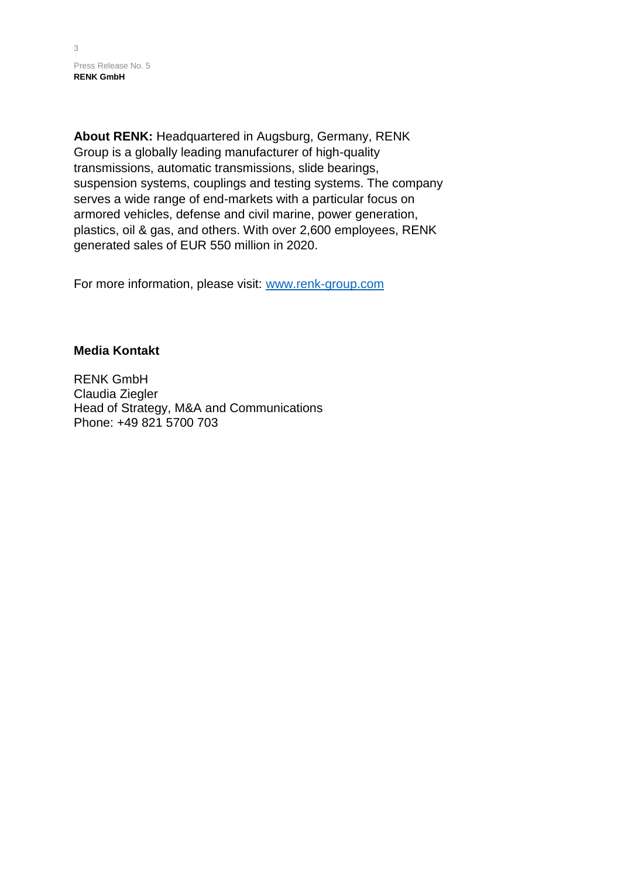**About RENK:** Headquartered in Augsburg, Germany, RENK Group is a globally leading manufacturer of high-quality transmissions, automatic transmissions, slide bearings, suspension systems, couplings and testing systems. The company serves a wide range of end-markets with a particular focus on armored vehicles, defense and civil marine, power generation, plastics, oil & gas, and others. With over 2,600 employees, RENK generated sales of EUR 550 million in 2020.

For more information, please visit: www.renk-group.com

**Media Kontakt**

RENK GmbH
Claudia Ziegler
Head of Strategy, M&A and Communications
Phone: +49 821 5700 703